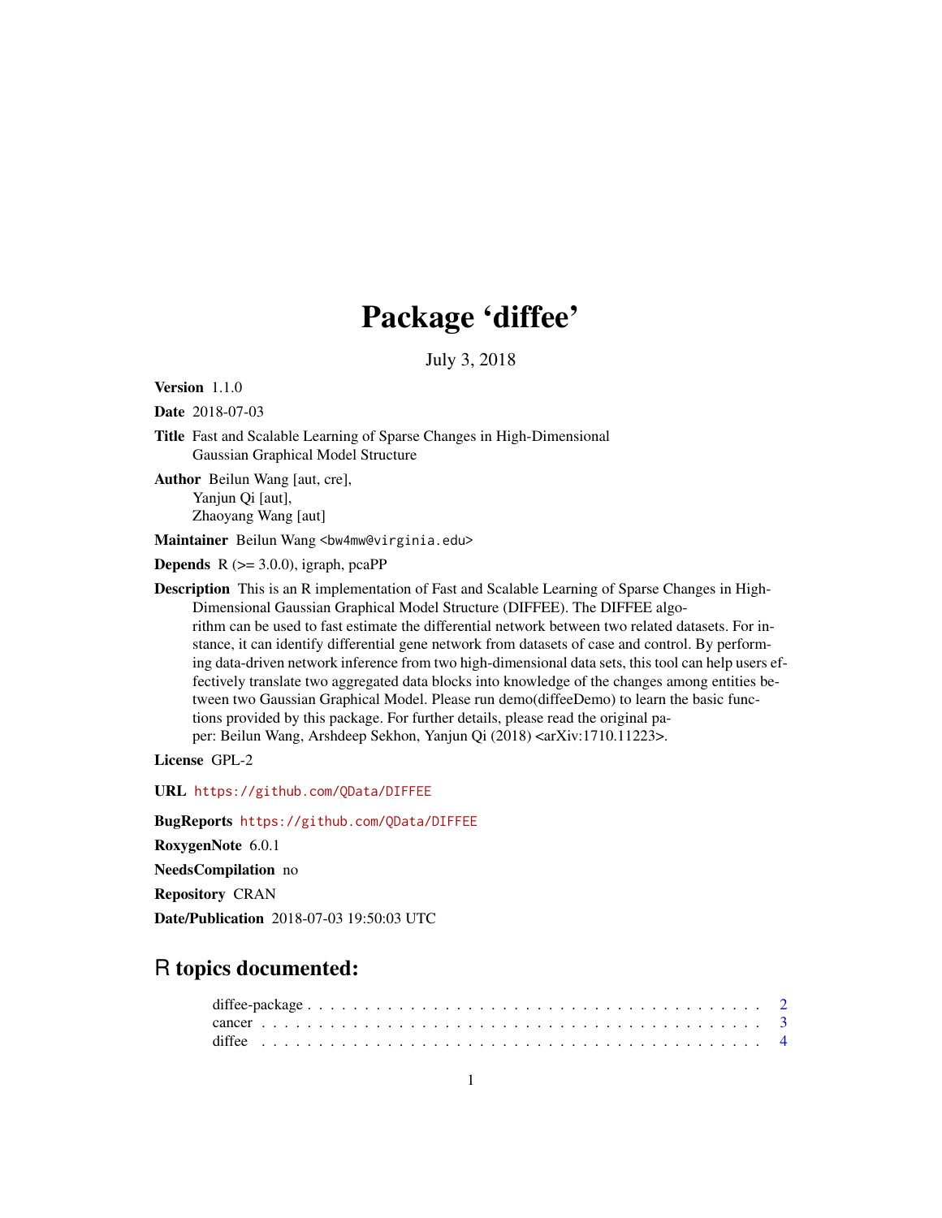# Package 'diffee'

July 3, 2018

**Version** 1.1.0

**Date** 2018-07-03

**Title** Fast and Scalable Learning of Sparse Changes in High-Dimensional Gaussian Graphical Model Structure

**Author** Beilun Wang [aut, cre], Yanjun Qi [aut], Zhaoyang Wang [aut]

**Maintainer** Beilun Wang <bw4mw@virginia.edu>

**Depends** R (>= 3.0.0), igraph, pcaPP

**Description** This is an R implementation of Fast and Scalable Learning of Sparse Changes in High-Dimensional Gaussian Graphical Model Structure (DIFFEE). The DIFFEE algorithm can be used to fast estimate the differential network between two related datasets. For instance, it can identify differential gene network from datasets of case and control. By performing data-driven network inference from two high-dimensional data sets, this tool can help users effectively translate two aggregated data blocks into knowledge of the changes among entities between two Gaussian Graphical Model. Please run demo(diffeeDemo) to learn the basic functions provided by this package. For further details, please read the original paper: Beilun Wang, Arshdeep Sekhon, Yanjun Qi (2018) <arXiv:1710.11223>.

**License** GPL-2

**URL** https://github.com/QData/DIFFEE

**BugReports** https://github.com/QData/DIFFEE

**RoxygenNote** 6.0.1

**NeedsCompilation** no

**Repository** CRAN

**Date/Publication** 2018-07-03 19:50:03 UTC

## R topics documented:

- diffee-package . . . . . . . . . . . . . . . . . . . . . . . . . . . . . . . . . . . . . . . 2
- cancer . . . . . . . . . . . . . . . . . . . . . . . . . . . . . . . . . . . . . . . . . . . . 3
- diffee . . . . . . . . . . . . . . . . . . . . . . . . . . . . . . . . . . . . . . . . . . . . . 4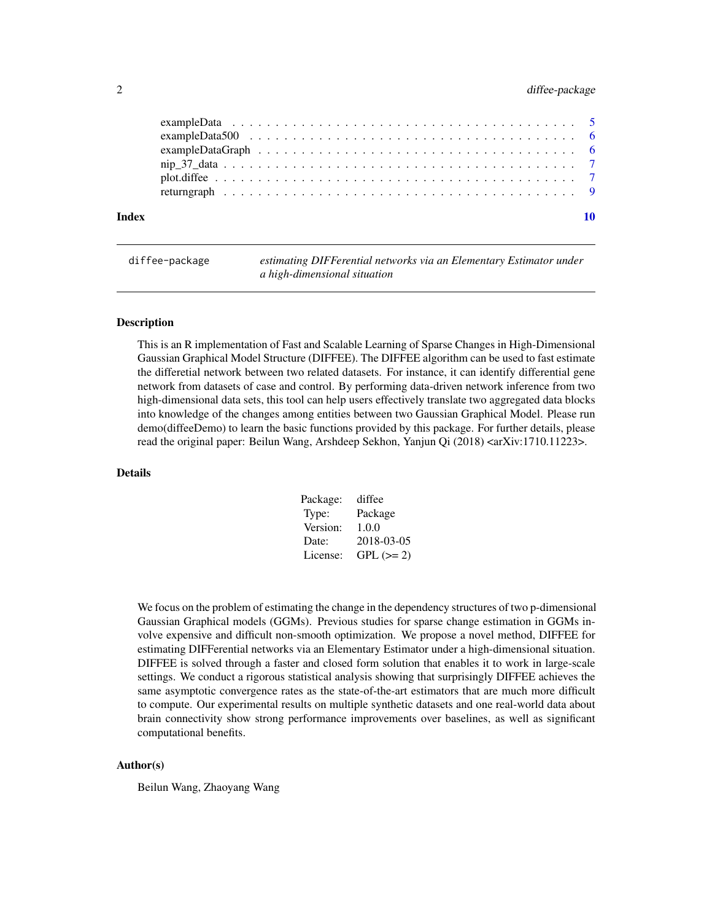exampleData . . . . . . . . . . . . . . . . . . . . . . . . . . . . . . . . . . . . 5
exampleData500 . . . . . . . . . . . . . . . . . . . . . . . . . . . . . . . . . . 6
exampleDataGraph . . . . . . . . . . . . . . . . . . . . . . . . . . . . . . . . . 6
nip_37_data . . . . . . . . . . . . . . . . . . . . . . . . . . . . . . . . . . . . 7
plot.diffee . . . . . . . . . . . . . . . . . . . . . . . . . . . . . . . . . . . . 7
returngraph . . . . . . . . . . . . . . . . . . . . . . . . . . . . . . . . . . . . 9

**Index** **10**

---

`diffee-package` *estimating DIFFerential networks via an Elementary Estimator under a high-dimensional situation*

---

### Description

This is an R implementation of Fast and Scalable Learning of Sparse Changes in High-Dimensional Gaussian Graphical Model Structure (DIFFEE). The DIFFEE algorithm can be used to fast estimate the differetial network between two related datasets. For instance, it can identify differential gene network from datasets of case and control. By performing data-driven network inference from two high-dimensional data sets, this tool can help users effectively translate two aggregated data blocks into knowledge of the changes among entities between two Gaussian Graphical Model. Please run demo(diffeeDemo) to learn the basic functions provided by this package. For further details, please read the original paper: Beilun Wang, Arshdeep Sekhon, Yanjun Qi (2018) <arXiv:1710.11223>.

### Details

| | |
|---|---|
| Package: | diffee |
| Type: | Package |
| Version: | 1.0.0 |
| Date: | 2018-03-05 |
| License: | GPL (>= 2) |

We focus on the problem of estimating the change in the dependency structures of two p-dimensional Gaussian Graphical models (GGMs). Previous studies for sparse change estimation in GGMs involve expensive and difficult non-smooth optimization. We propose a novel method, DIFFEE for estimating DIFFerential networks via an Elementary Estimator under a high-dimensional situation. DIFFEE is solved through a faster and closed form solution that enables it to work in large-scale settings. We conduct a rigorous statistical analysis showing that surprisingly DIFFEE achieves the same asymptotic convergence rates as the state-of-the-art estimators that are much more difficult to compute. Our experimental results on multiple synthetic datasets and one real-world data about brain connectivity show strong performance improvements over baselines, as well as significant computational benefits.

### Author(s)

Beilun Wang, Zhaoyang Wang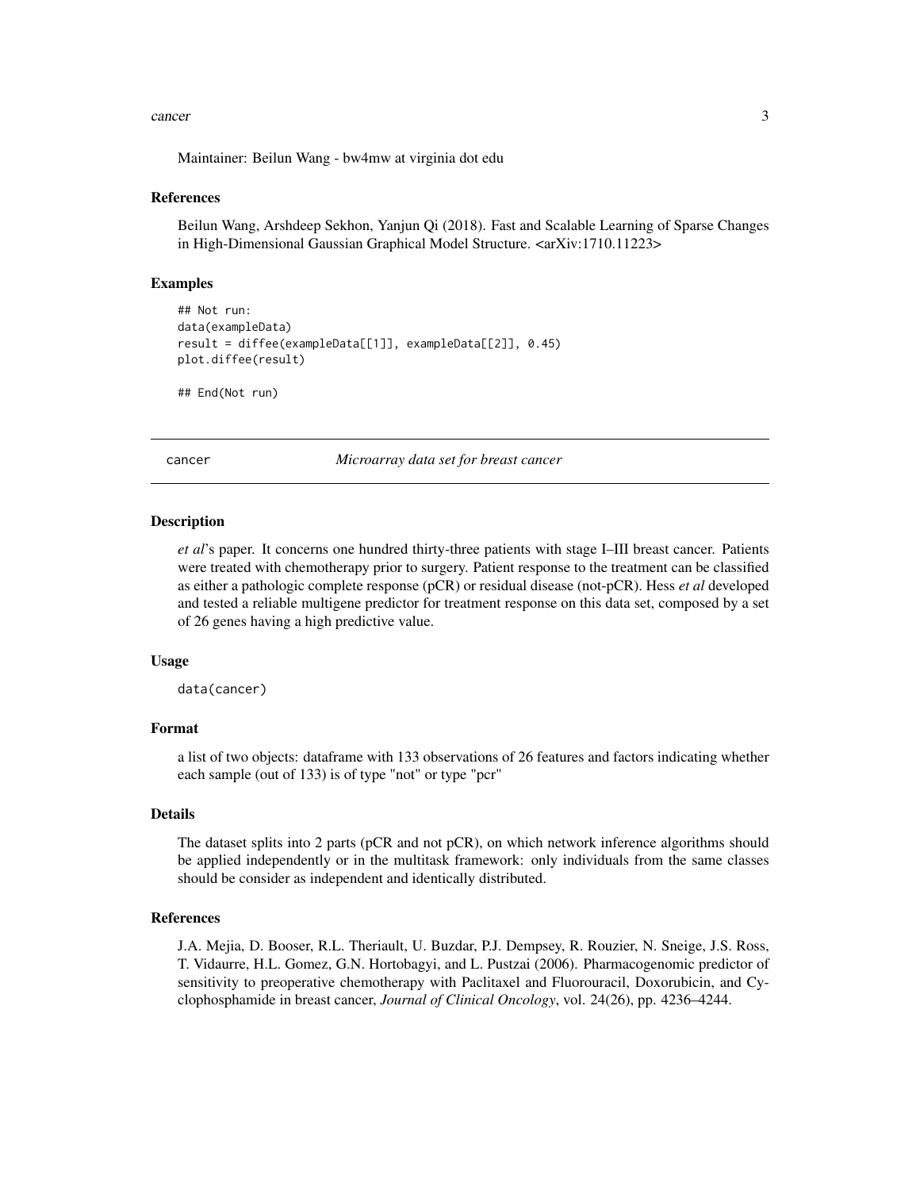Maintainer: Beilun Wang - bw4mw at virginia dot edu

### References

Beilun Wang, Arshdeep Sekhon, Yanjun Qi (2018). Fast and Scalable Learning of Sparse Changes in High-Dimensional Gaussian Graphical Model Structure. <arXiv:1710.11223>

### Examples

```
## Not run:
data(exampleData)
result = diffee(exampleData[[1]], exampleData[[2]], 0.45)
plot.diffee(result)

## End(Not run)
```

---

## cancer — *Microarray data set for breast cancer*

---

### Description

*et al*'s paper. It concerns one hundred thirty-three patients with stage I–III breast cancer. Patients were treated with chemotherapy prior to surgery. Patient response to the treatment can be classified as either a pathologic complete response (pCR) or residual disease (not-pCR). Hess *et al* developed and tested a reliable multigene predictor for treatment response on this data set, composed by a set of 26 genes having a high predictive value.

### Usage

```
data(cancer)
```

### Format

a list of two objects: dataframe with 133 observations of 26 features and factors indicating whether each sample (out of 133) is of type "not" or type "pcr"

### Details

The dataset splits into 2 parts (pCR and not pCR), on which network inference algorithms should be applied independently or in the multitask framework: only individuals from the same classes should be consider as independent and identically distributed.

### References

J.A. Mejia, D. Booser, R.L. Theriault, U. Buzdar, P.J. Dempsey, R. Rouzier, N. Sneige, J.S. Ross, T. Vidaurre, H.L. Gomez, G.N. Hortobagyi, and L. Pustzai (2006). Pharmacogenomic predictor of sensitivity to preoperative chemotherapy with Paclitaxel and Fluorouracil, Doxorubicin, and Cyclophosphamide in breast cancer, *Journal of Clinical Oncology*, vol. 24(26), pp. 4236–4244.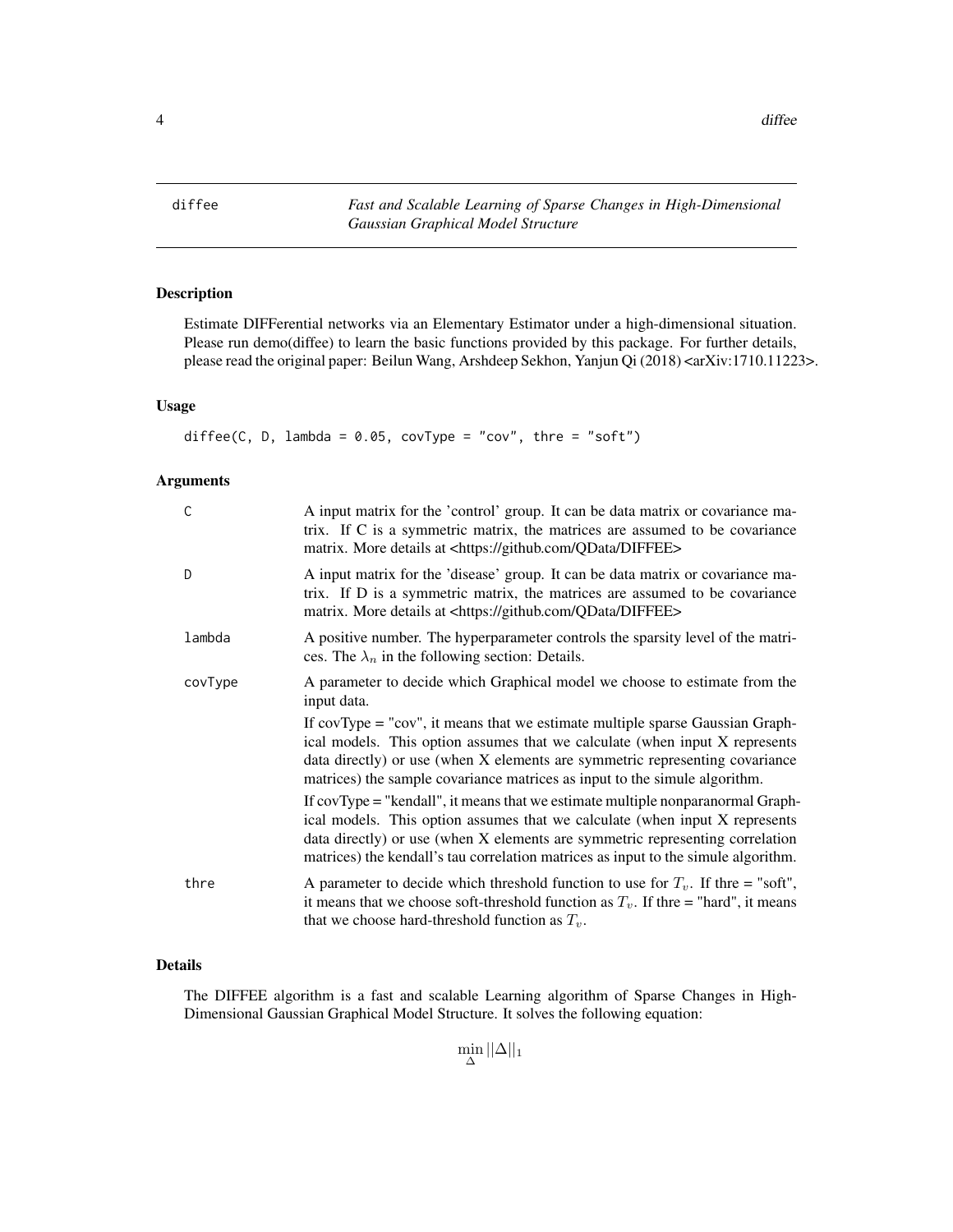diffee — *Fast and Scalable Learning of Sparse Changes in High-Dimensional Gaussian Graphical Model Structure*

## Description

Estimate DIFFerential networks via an Elementary Estimator under a high-dimensional situation. Please run demo(diffee) to learn the basic functions provided by this package. For further details, please read the original paper: Beilun Wang, Arshdeep Sekhon, Yanjun Qi (2018) <arXiv:1710.11223>.

## Usage

```
diffee(C, D, lambda = 0.05, covType = "cov", thre = "soft")
```

## Arguments

| | |
|---|---|
| C | A input matrix for the 'control' group. It can be data matrix or covariance matrix. If C is a symmetric matrix, the matrices are assumed to be covariance matrix. More details at <https://github.com/QData/DIFFEE> |
| D | A input matrix for the 'disease' group. It can be data matrix or covariance matrix. If D is a symmetric matrix, the matrices are assumed to be covariance matrix. More details at <https://github.com/QData/DIFFEE> |
| lambda | A positive number. The hyperparameter controls the sparsity level of the matrices. The $\lambda_n$ in the following section: Details. |
| covType | A parameter to decide which Graphical model we choose to estimate from the input data. If covType = "cov", it means that we estimate multiple sparse Gaussian Graphical models. This option assumes that we calculate (when input X represents data directly) or use (when X elements are symmetric representing covariance matrices) the sample covariance matrices as input to the simule algorithm. If covType = "kendall", it means that we estimate multiple nonparanormal Graphical models. This option assumes that we calculate (when input X represents data directly) or use (when X elements are symmetric representing correlation matrices) the kendall's tau correlation matrices as input to the simule algorithm. |
| thre | A parameter to decide which threshold function to use for $T_v$. If thre = "soft", it means that we choose soft-threshold function as $T_v$. If thre = "hard", it means that we choose hard-threshold function as $T_v$. |

## Details

The DIFFEE algorithm is a fast and scalable Learning algorithm of Sparse Changes in High-Dimensional Gaussian Graphical Model Structure. It solves the following equation:

$$\min_{\Delta} ||\Delta||_1$$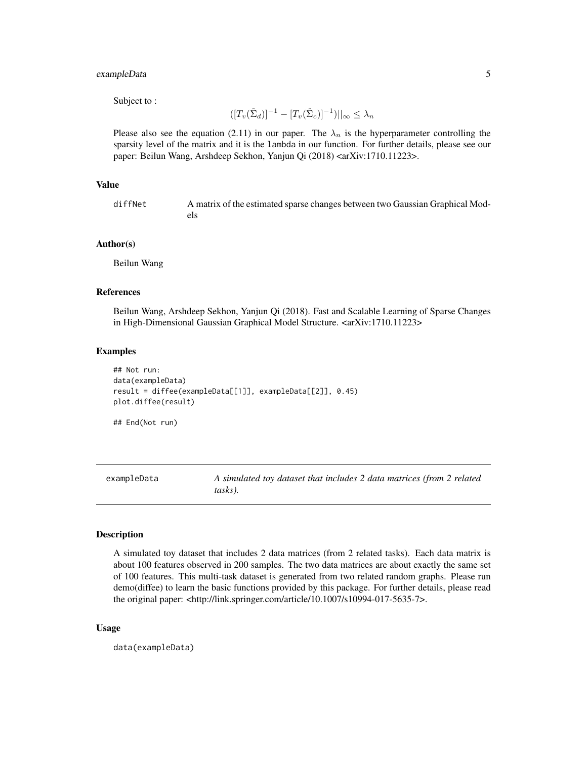Subject to :

$$([T_v(\hat{\Sigma}_d)]^{-1} - [T_v(\hat{\Sigma}_c)]^{-1})||_\infty \le \lambda_n$$

Please also see the equation (2.11) in our paper. The $\lambda_n$ is the hyperparameter controlling the sparsity level of the matrix and it is the `lambda` in our function. For further details, please see our paper: Beilun Wang, Arshdeep Sekhon, Yanjun Qi (2018) <arXiv:1710.11223>.

### Value

`diffNet` A matrix of the estimated sparse changes between two Gaussian Graphical Models

### Author(s)

Beilun Wang

### References

Beilun Wang, Arshdeep Sekhon, Yanjun Qi (2018). Fast and Scalable Learning of Sparse Changes in High-Dimensional Gaussian Graphical Model Structure. <arXiv:1710.11223>

### Examples

```
## Not run:
data(exampleData)
result = diffee(exampleData[[1]], exampleData[[2]], 0.45)
plot.diffee(result)

## End(Not run)
```

---

## exampleData — *A simulated toy dataset that includes 2 data matrices (from 2 related tasks).*

---

### Description

A simulated toy dataset that includes 2 data matrices (from 2 related tasks). Each data matrix is about 100 features observed in 200 samples. The two data matrices are about exactly the same set of 100 features. This multi-task dataset is generated from two related random graphs. Please run demo(diffee) to learn the basic functions provided by this package. For further details, please read the original paper: <http://link.springer.com/article/10.1007/s10994-017-5635-7>.

### Usage

```
data(exampleData)
```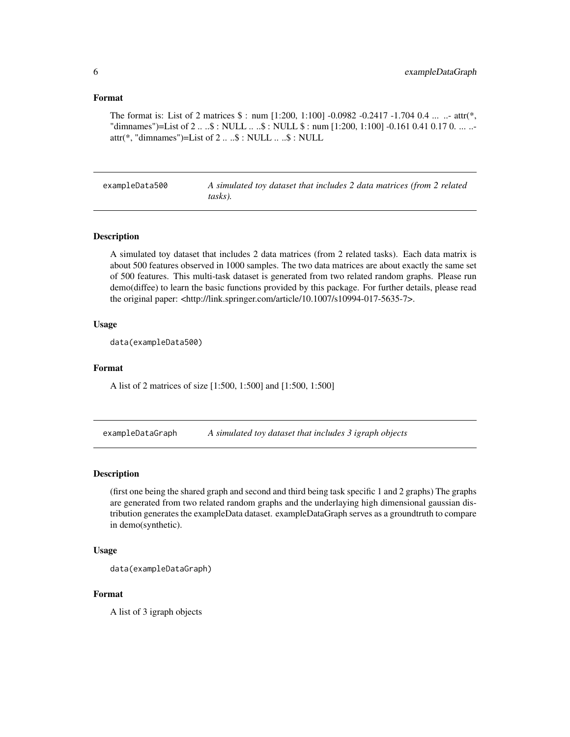### Format

The format is: List of 2 matrices $ : num [1:200, 1:100] -0.0982 -0.2417 -1.704 0.4 ... ..- attr(*, "dimnames")=List of 2 .. ..$ : NULL .. ..$ : NULL $ : num [1:200, 1:100] -0.161 0.41 0.17 0. ... ..- attr(*, "dimnames")=List of 2 .. ..$ : NULL .. ..$ : NULL

---

## exampleData500 — *A simulated toy dataset that includes 2 data matrices (from 2 related tasks).*

### Description

A simulated toy dataset that includes 2 data matrices (from 2 related tasks). Each data matrix is about 500 features observed in 1000 samples. The two data matrices are about exactly the same set of 500 features. This multi-task dataset is generated from two related random graphs. Please run demo(diffee) to learn the basic functions provided by this package. For further details, please read the original paper: <http://link.springer.com/article/10.1007/s10994-017-5635-7>.

### Usage

```
data(exampleData500)
```

### Format

A list of 2 matrices of size [1:500, 1:500] and [1:500, 1:500]

---

## exampleDataGraph — *A simulated toy dataset that includes 3 igraph objects*

### Description

(first one being the shared graph and second and third being task specific 1 and 2 graphs) The graphs are generated from two related random graphs and the underlaying high dimensional gaussian distribution generates the exampleData dataset. exampleDataGraph serves as a groundtruth to compare in demo(synthetic).

### Usage

```
data(exampleDataGraph)
```

### Format

A list of 3 igraph objects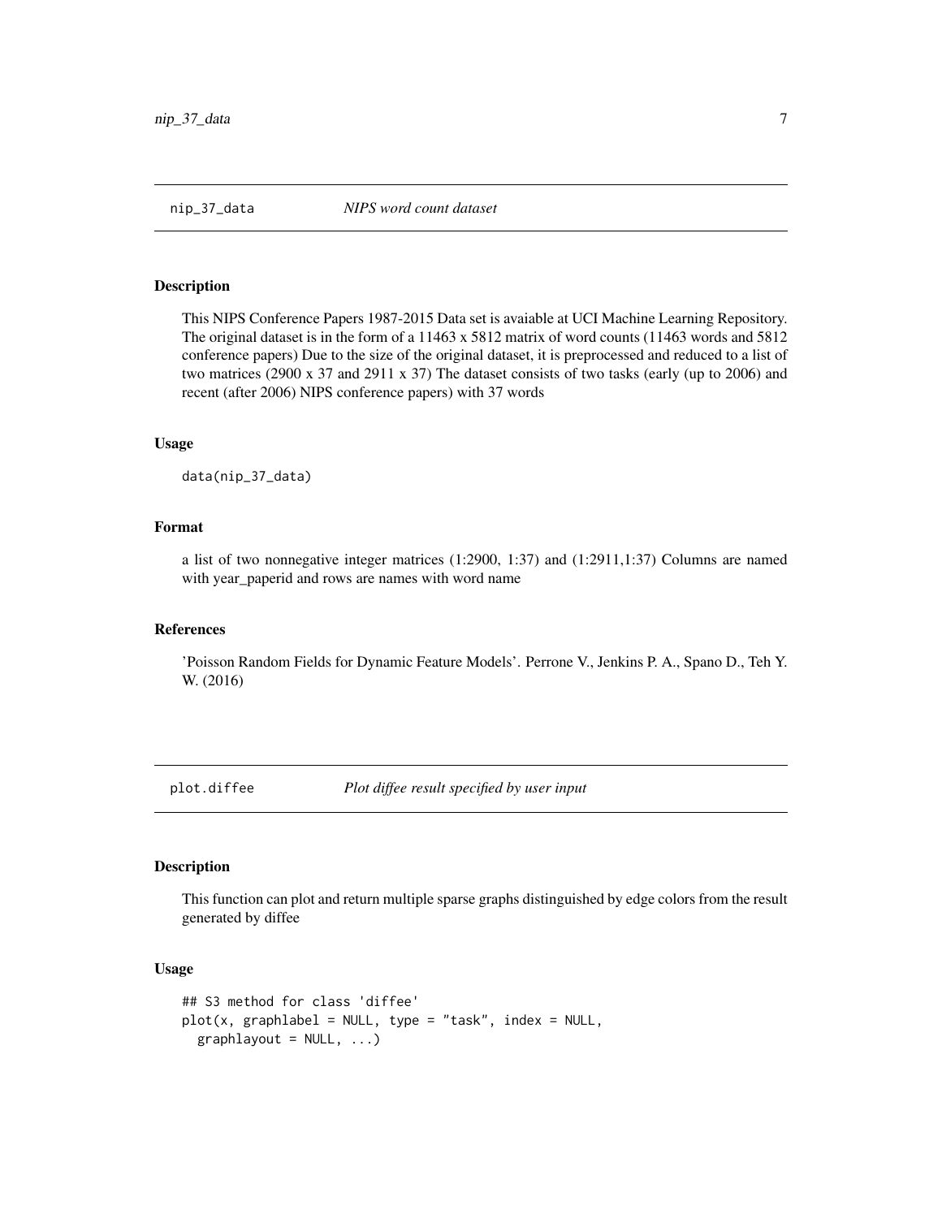## nip_37_data *NIPS word count dataset*

### Description

This NIPS Conference Papers 1987-2015 Data set is avaiable at UCI Machine Learning Repository. The original dataset is in the form of a 11463 x 5812 matrix of word counts (11463 words and 5812 conference papers) Due to the size of the original dataset, it is preprocessed and reduced to a list of two matrices (2900 x 37 and 2911 x 37) The dataset consists of two tasks (early (up to 2006) and recent (after 2006) NIPS conference papers) with 37 words

### Usage

```
data(nip_37_data)
```

### Format

a list of two nonnegative integer matrices (1:2900, 1:37) and (1:2911,1:37) Columns are named with year_paperid and rows are names with word name

### References

'Poisson Random Fields for Dynamic Feature Models'. Perrone V., Jenkins P. A., Spano D., Teh Y. W. (2016)

## plot.diffee *Plot diffee result specified by user input*

### Description

This function can plot and return multiple sparse graphs distinguished by edge colors from the result generated by diffee

### Usage

```
## S3 method for class 'diffee'
plot(x, graphlabel = NULL, type = "task", index = NULL,
  graphlayout = NULL, ...)
```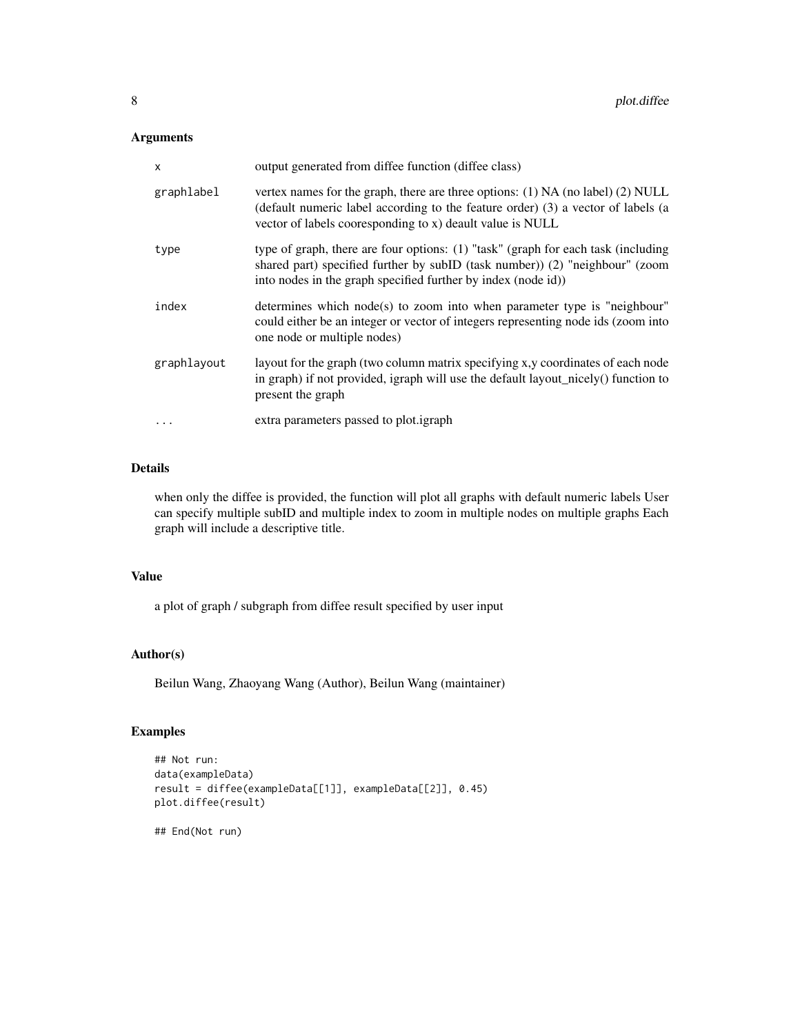### Arguments

| | |
|---|---|
| `x` | output generated from diffee function (diffee class) |
| `graphlabel` | vertex names for the graph, there are three options: (1) NA (no label) (2) NULL (default numeric label according to the feature order) (3) a vector of labels (a vector of labels cooresponding to x) deault value is NULL |
| `type` | type of graph, there are four options: (1) "task" (graph for each task (including shared part) specified further by subID (task number)) (2) "neighbour" (zoom into nodes in the graph specified further by index (node id)) |
| `index` | determines which node(s) to zoom into when parameter type is "neighbour" could either be an integer or vector of integers representing node ids (zoom into one node or multiple nodes) |
| `graphlayout` | layout for the graph (two column matrix specifying x,y coordinates of each node in graph) if not provided, igraph will use the default layout_nicely() function to present the graph |
| `...` | extra parameters passed to plot.igraph |

### Details

when only the diffee is provided, the function will plot all graphs with default numeric labels User can specify multiple subID and multiple index to zoom in multiple nodes on multiple graphs Each graph will include a descriptive title.

### Value

a plot of graph / subgraph from diffee result specified by user input

### Author(s)

Beilun Wang, Zhaoyang Wang (Author), Beilun Wang (maintainer)

### Examples

```
## Not run:
data(exampleData)
result = diffee(exampleData[[1]], exampleData[[2]], 0.45)
plot.diffee(result)

## End(Not run)
```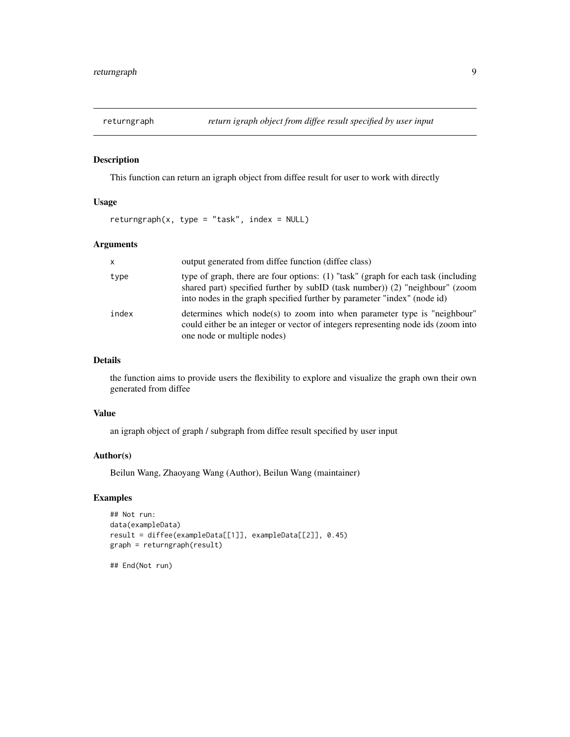## returngraph — *return igraph object from diffee result specified by user input*

### Description

This function can return an igraph object from diffee result for user to work with directly

### Usage

```
returngraph(x, type = "task", index = NULL)
```

### Arguments

| | |
|---|---|
| x | output generated from diffee function (diffee class) |
| type | type of graph, there are four options: (1) "task" (graph for each task (including shared part) specified further by subID (task number)) (2) "neighbour" (zoom into nodes in the graph specified further by parameter "index" (node id) |
| index | determines which node(s) to zoom into when parameter type is "neighbour" could either be an integer or vector of integers representing node ids (zoom into one node or multiple nodes) |

### Details

the function aims to provide users the flexibility to explore and visualize the graph own their own generated from diffee

### Value

an igraph object of graph / subgraph from diffee result specified by user input

### Author(s)

Beilun Wang, Zhaoyang Wang (Author), Beilun Wang (maintainer)

### Examples

```
## Not run:
data(exampleData)
result = diffee(exampleData[[1]], exampleData[[2]], 0.45)
graph = returngraph(result)

## End(Not run)
```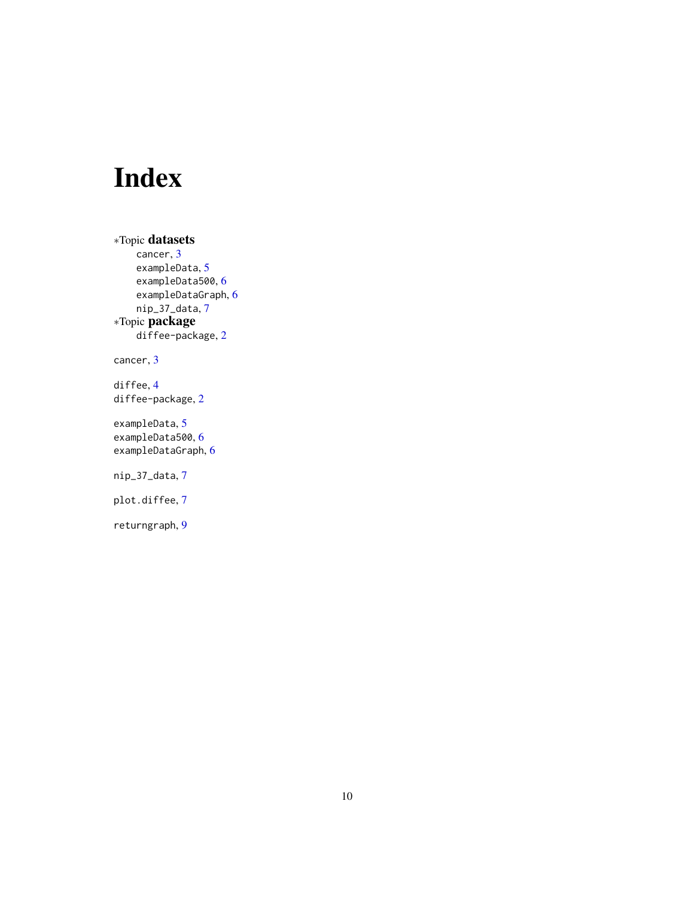# Index

∗Topic **datasets**
  cancer, 3
  exampleData, 5
  exampleData500, 6
  exampleDataGraph, 6
  nip_37_data, 7

∗Topic **package**
  diffee-package, 2

cancer, 3

diffee, 4
diffee-package, 2

exampleData, 5
exampleData500, 6
exampleDataGraph, 6

nip_37_data, 7

plot.diffee, 7

returngraph, 9